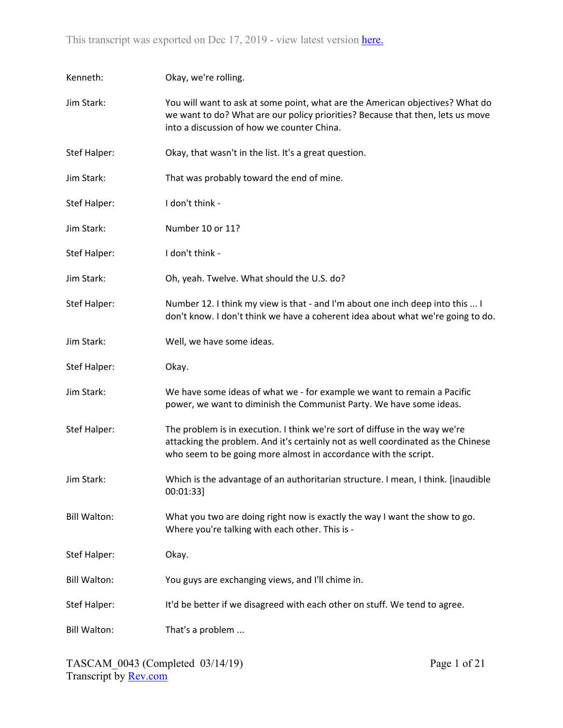This transcript was exported on Dec 17, 2019 - view latest version here.

| | |
|---|---|
| Kenneth: | Okay, we're rolling. |
| Jim Stark: | You will want to ask at some point, what are the American objectives? What do we want to do? What are our policy priorities? Because that then, lets us move into a discussion of how we counter China. |
| Stef Halper: | Okay, that wasn't in the list. It's a great question. |
| Jim Stark: | That was probably toward the end of mine. |
| Stef Halper: | I don't think - |
| Jim Stark: | Number 10 or 11? |
| Stef Halper: | I don't think - |
| Jim Stark: | Oh, yeah. Twelve. What should the U.S. do? |
| Stef Halper: | Number 12. I think my view is that - and I'm about one inch deep into this ... I don't know. I don't think we have a coherent idea about what we're going to do. |
| Jim Stark: | Well, we have some ideas. |
| Stef Halper: | Okay. |
| Jim Stark: | We have some ideas of what we - for example we want to remain a Pacific power, we want to diminish the Communist Party. We have some ideas. |
| Stef Halper: | The problem is in execution. I think we're sort of diffuse in the way we're attacking the problem. And it's certainly not as well coordinated as the Chinese who seem to be going more almost in accordance with the script. |
| Jim Stark: | Which is the advantage of an authoritarian structure. I mean, I think. [inaudible 00:01:33] |
| Bill Walton: | What you two are doing right now is exactly the way I want the show to go. Where you're talking with each other. This is - |
| Stef Halper: | Okay. |
| Bill Walton: | You guys are exchanging views, and I'll chime in. |
| Stef Halper: | It'd be better if we disagreed with each other on stuff. We tend to agree. |
| Bill Walton: | That's a problem ... |

TASCAM_0043 (Completed 03/14/19)
Transcript by Rev.com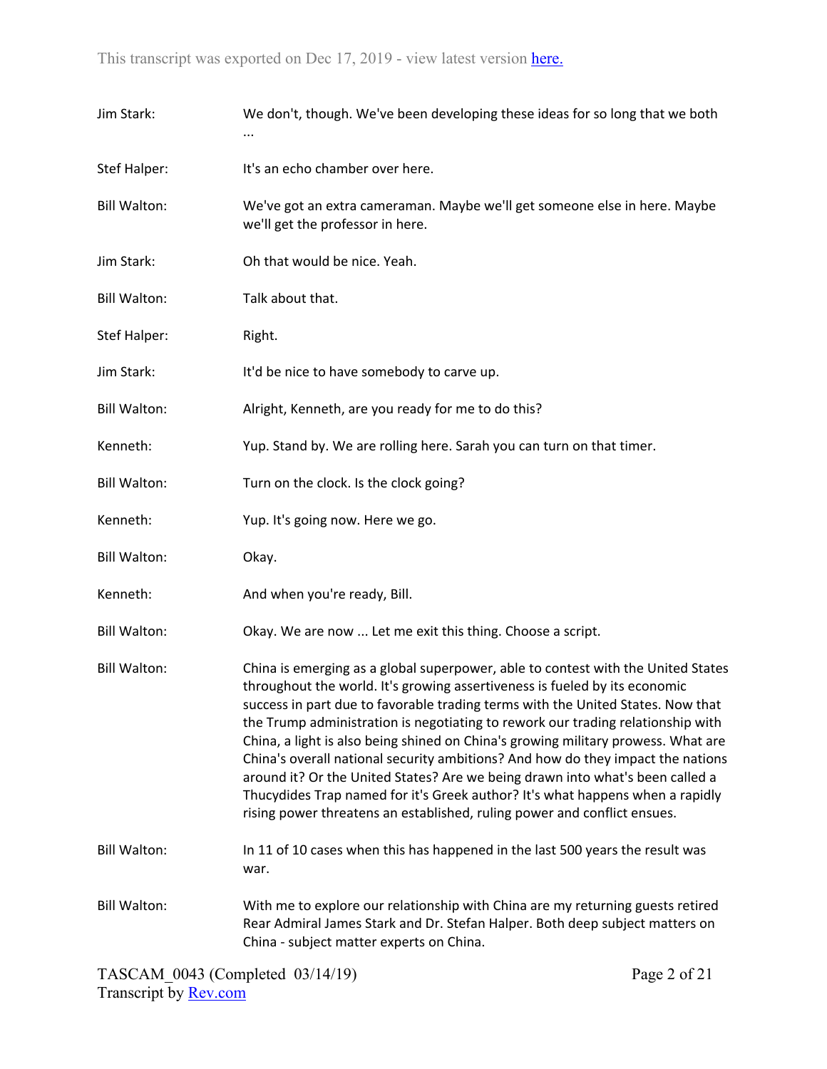| | |
|---|---|
| Jim Stark: | We don't, though. We've been developing these ideas for so long that we both ... |
| Stef Halper: | It's an echo chamber over here. |
| Bill Walton: | We've got an extra cameraman. Maybe we'll get someone else in here. Maybe we'll get the professor in here. |
| Jim Stark: | Oh that would be nice. Yeah. |
| Bill Walton: | Talk about that. |
| Stef Halper: | Right. |
| Jim Stark: | It'd be nice to have somebody to carve up. |
| Bill Walton: | Alright, Kenneth, are you ready for me to do this? |
| Kenneth: | Yup. Stand by. We are rolling here. Sarah you can turn on that timer. |
| Bill Walton: | Turn on the clock. Is the clock going? |
| Kenneth: | Yup. It's going now. Here we go. |
| Bill Walton: | Okay. |
| Kenneth: | And when you're ready, Bill. |
| Bill Walton: | Okay. We are now ... Let me exit this thing. Choose a script. |
| Bill Walton: | China is emerging as a global superpower, able to contest with the United States throughout the world. It's growing assertiveness is fueled by its economic success in part due to favorable trading terms with the United States. Now that the Trump administration is negotiating to rework our trading relationship with China, a light is also being shined on China's growing military prowess. What are China's overall national security ambitions? And how do they impact the nations around it? Or the United States? Are we being drawn into what's been called a Thucydides Trap named for it's Greek author? It's what happens when a rapidly rising power threatens an established, ruling power and conflict ensues. |
| Bill Walton: | In 11 of 10 cases when this has happened in the last 500 years the result was war. |
| Bill Walton: | With me to explore our relationship with China are my returning guests retired Rear Admiral James Stark and Dr. Stefan Halper. Both deep subject matters on China - subject matter experts on China. |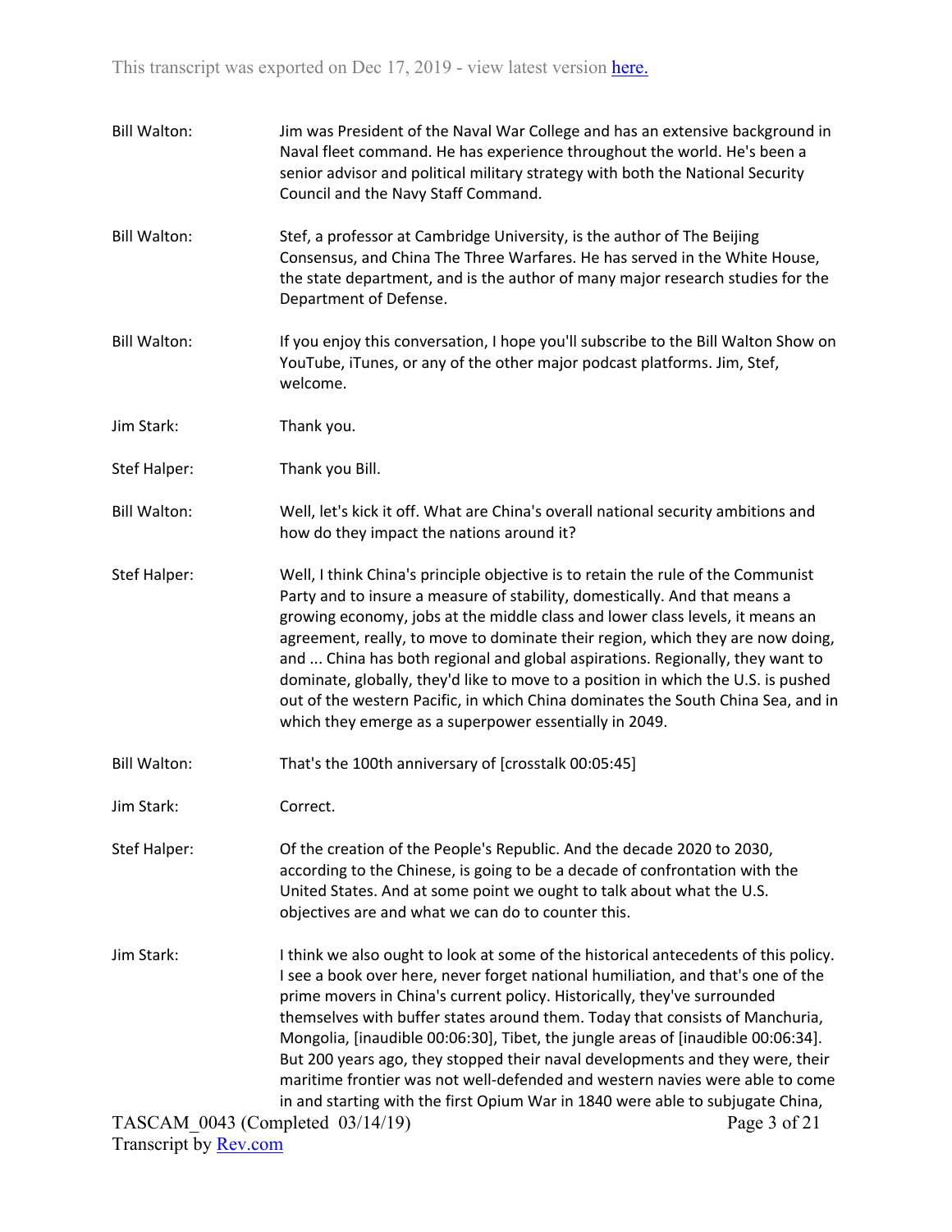**Bill Walton:** Jim was President of the Naval War College and has an extensive background in Naval fleet command. He has experience throughout the world. He's been a senior advisor and political military strategy with both the National Security Council and the Navy Staff Command.

**Bill Walton:** Stef, a professor at Cambridge University, is the author of The Beijing Consensus, and China The Three Warfares. He has served in the White House, the state department, and is the author of many major research studies for the Department of Defense.

**Bill Walton:** If you enjoy this conversation, I hope you'll subscribe to the Bill Walton Show on YouTube, iTunes, or any of the other major podcast platforms. Jim, Stef, welcome.

**Jim Stark:** Thank you.

**Stef Halper:** Thank you Bill.

**Bill Walton:** Well, let's kick it off. What are China's overall national security ambitions and how do they impact the nations around it?

**Stef Halper:** Well, I think China's principle objective is to retain the rule of the Communist Party and to insure a measure of stability, domestically. And that means a growing economy, jobs at the middle class and lower class levels, it means an agreement, really, to move to dominate their region, which they are now doing, and ... China has both regional and global aspirations. Regionally, they want to dominate, globally, they'd like to move to a position in which the U.S. is pushed out of the western Pacific, in which China dominates the South China Sea, and in which they emerge as a superpower essentially in 2049.

**Bill Walton:** That's the 100th anniversary of [crosstalk 00:05:45]

**Jim Stark:** Correct.

**Stef Halper:** Of the creation of the People's Republic. And the decade 2020 to 2030, according to the Chinese, is going to be a decade of confrontation with the United States. And at some point we ought to talk about what the U.S. objectives are and what we can do to counter this.

**Jim Stark:** I think we also ought to look at some of the historical antecedents of this policy. I see a book over here, never forget national humiliation, and that's one of the prime movers in China's current policy. Historically, they've surrounded themselves with buffer states around them. Today that consists of Manchuria, Mongolia, [inaudible 00:06:30], Tibet, the jungle areas of [inaudible 00:06:34]. But 200 years ago, they stopped their naval developments and they were, their maritime frontier was not well-defended and western navies were able to come in and starting with the first Opium War in 1840 were able to subjugate China,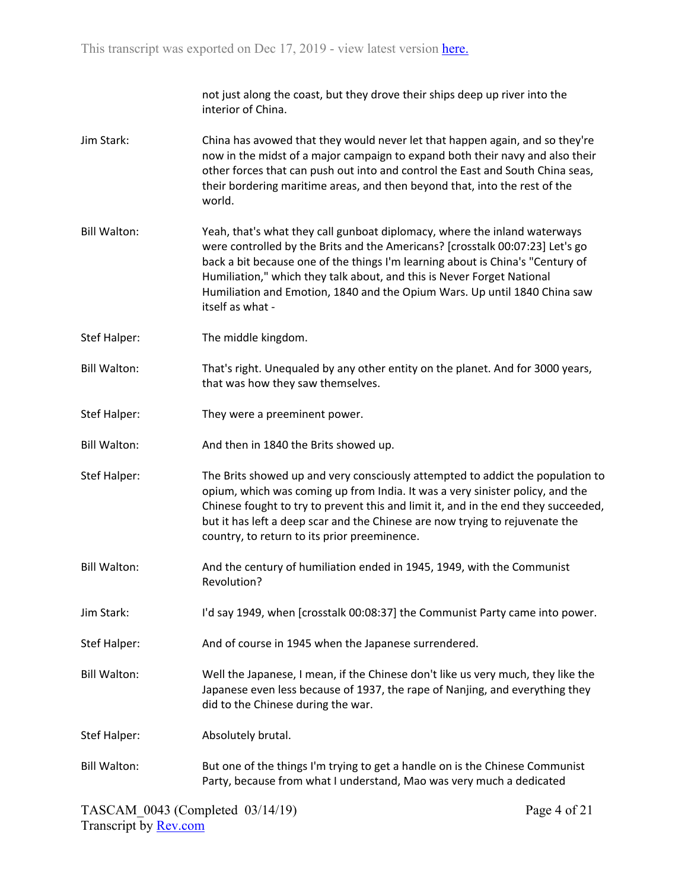not just along the coast, but they drove their ships deep up river into the interior of China.

Jim Stark: China has avowed that they would never let that happen again, and so they're now in the midst of a major campaign to expand both their navy and also their other forces that can push out into and control the East and South China seas, their bordering maritime areas, and then beyond that, into the rest of the world.

Bill Walton: Yeah, that's what they call gunboat diplomacy, where the inland waterways were controlled by the Brits and the Americans? [crosstalk 00:07:23] Let's go back a bit because one of the things I'm learning about is China's "Century of Humiliation," which they talk about, and this is Never Forget National Humiliation and Emotion, 1840 and the Opium Wars. Up until 1840 China saw itself as what -

Stef Halper: The middle kingdom.

Bill Walton: That's right. Unequaled by any other entity on the planet. And for 3000 years, that was how they saw themselves.

Stef Halper: They were a preeminent power.

Bill Walton: And then in 1840 the Brits showed up.

Stef Halper: The Brits showed up and very consciously attempted to addict the population to opium, which was coming up from India. It was a very sinister policy, and the Chinese fought to try to prevent this and limit it, and in the end they succeeded, but it has left a deep scar and the Chinese are now trying to rejuvenate the country, to return to its prior preeminence.

Bill Walton: And the century of humiliation ended in 1945, 1949, with the Communist Revolution?

Jim Stark: I'd say 1949, when [crosstalk 00:08:37] the Communist Party came into power.

Stef Halper: And of course in 1945 when the Japanese surrendered.

Bill Walton: Well the Japanese, I mean, if the Chinese don't like us very much, they like the Japanese even less because of 1937, the rape of Nanjing, and everything they did to the Chinese during the war.

Stef Halper: Absolutely brutal.

Bill Walton: But one of the things I'm trying to get a handle on is the Chinese Communist Party, because from what I understand, Mao was very much a dedicated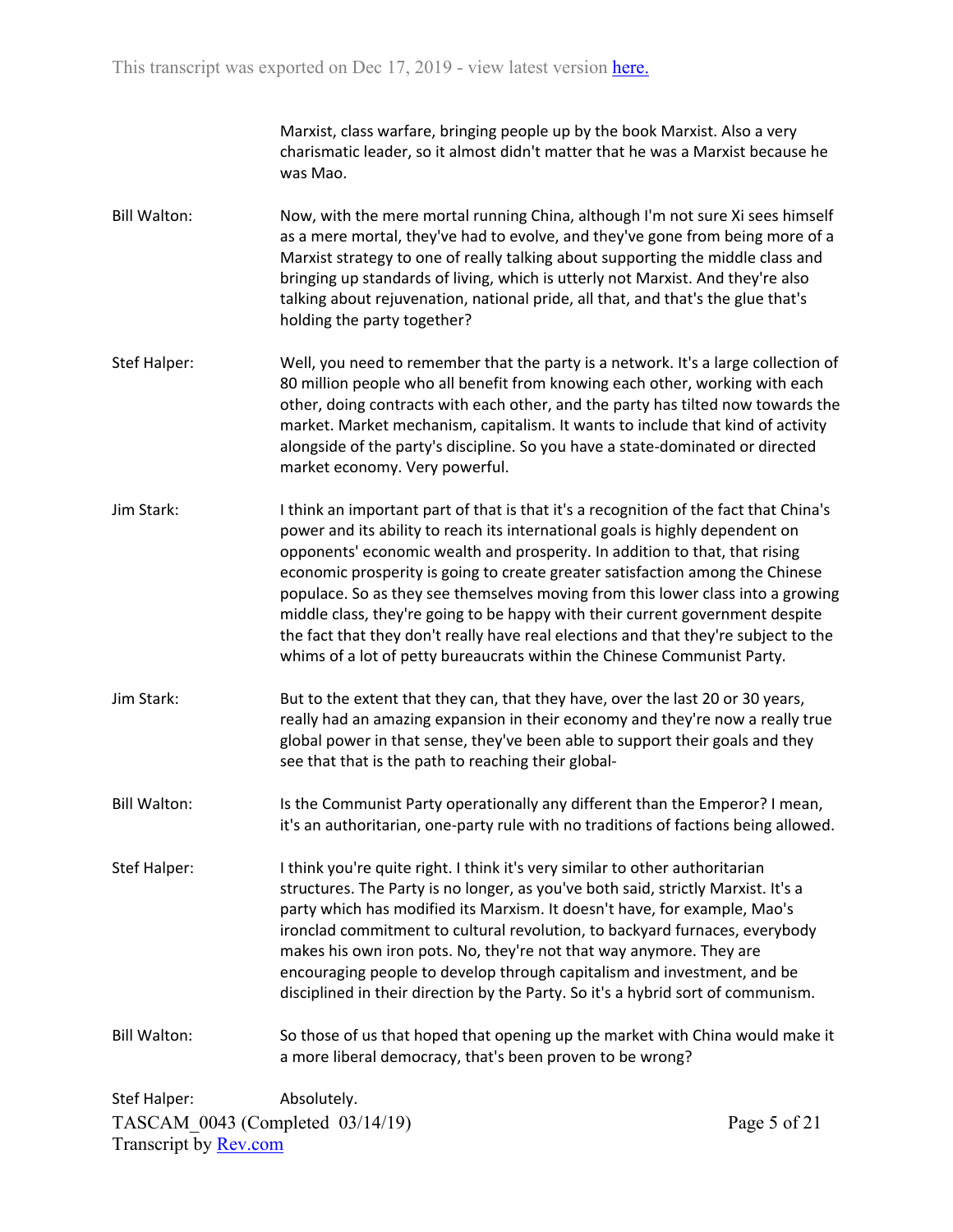Marxist, class warfare, bringing people up by the book Marxist. Also a very charismatic leader, so it almost didn't matter that he was a Marxist because he was Mao.

**Bill Walton:** Now, with the mere mortal running China, although I'm not sure Xi sees himself as a mere mortal, they've had to evolve, and they've gone from being more of a Marxist strategy to one of really talking about supporting the middle class and bringing up standards of living, which is utterly not Marxist. And they're also talking about rejuvenation, national pride, all that, and that's the glue that's holding the party together?

**Stef Halper:** Well, you need to remember that the party is a network. It's a large collection of 80 million people who all benefit from knowing each other, working with each other, doing contracts with each other, and the party has tilted now towards the market. Market mechanism, capitalism. It wants to include that kind of activity alongside of the party's discipline. So you have a state-dominated or directed market economy. Very powerful.

**Jim Stark:** I think an important part of that is that it's a recognition of the fact that China's power and its ability to reach its international goals is highly dependent on opponents' economic wealth and prosperity. In addition to that, that rising economic prosperity is going to create greater satisfaction among the Chinese populace. So as they see themselves moving from this lower class into a growing middle class, they're going to be happy with their current government despite the fact that they don't really have real elections and that they're subject to the whims of a lot of petty bureaucrats within the Chinese Communist Party.

**Jim Stark:** But to the extent that they can, that they have, over the last 20 or 30 years, really had an amazing expansion in their economy and they're now a really true global power in that sense, they've been able to support their goals and they see that that is the path to reaching their global-

**Bill Walton:** Is the Communist Party operationally any different than the Emperor? I mean, it's an authoritarian, one-party rule with no traditions of factions being allowed.

**Stef Halper:** I think you're quite right. I think it's very similar to other authoritarian structures. The Party is no longer, as you've both said, strictly Marxist. It's a party which has modified its Marxism. It doesn't have, for example, Mao's ironclad commitment to cultural revolution, to backyard furnaces, everybody makes his own iron pots. No, they're not that way anymore. They are encouraging people to develop through capitalism and investment, and be disciplined in their direction by the Party. So it's a hybrid sort of communism.

**Bill Walton:** So those of us that hoped that opening up the market with China would make it a more liberal democracy, that's been proven to be wrong?

**Stef Halper:** Absolutely.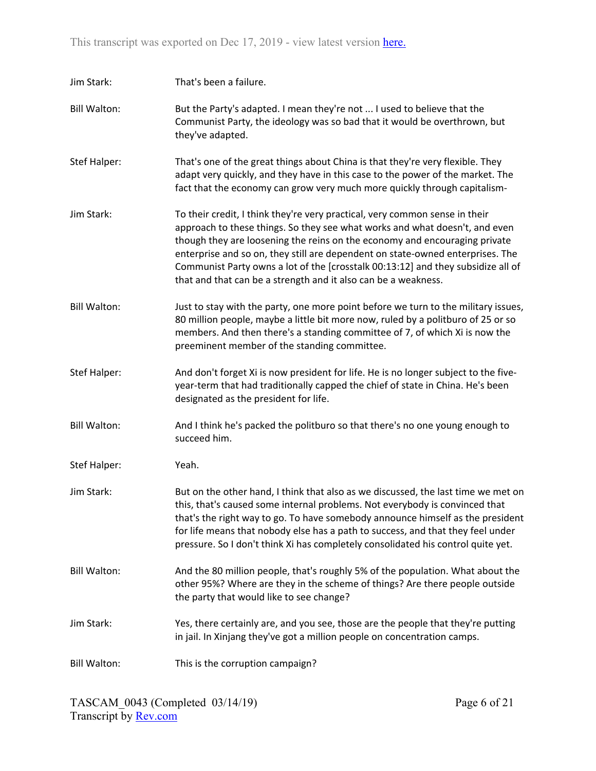Jim Stark: That's been a failure.

Bill Walton: But the Party's adapted. I mean they're not ... I used to believe that the Communist Party, the ideology was so bad that it would be overthrown, but they've adapted.

Stef Halper: That's one of the great things about China is that they're very flexible. They adapt very quickly, and they have in this case to the power of the market. The fact that the economy can grow very much more quickly through capitalism-

Jim Stark: To their credit, I think they're very practical, very common sense in their approach to these things. So they see what works and what doesn't, and even though they are loosening the reins on the economy and encouraging private enterprise and so on, they still are dependent on state-owned enterprises. The Communist Party owns a lot of the [crosstalk 00:13:12] and they subsidize all of that and that can be a strength and it also can be a weakness.

Bill Walton: Just to stay with the party, one more point before we turn to the military issues, 80 million people, maybe a little bit more now, ruled by a politburo of 25 or so members. And then there's a standing committee of 7, of which Xi is now the preeminent member of the standing committee.

Stef Halper: And don't forget Xi is now president for life. He is no longer subject to the five-year-term that had traditionally capped the chief of state in China. He's been designated as the president for life.

Bill Walton: And I think he's packed the politburo so that there's no one young enough to succeed him.

Stef Halper: Yeah.

Jim Stark: But on the other hand, I think that also as we discussed, the last time we met on this, that's caused some internal problems. Not everybody is convinced that that's the right way to go. To have somebody announce himself as the president for life means that nobody else has a path to success, and that they feel under pressure. So I don't think Xi has completely consolidated his control quite yet.

Bill Walton: And the 80 million people, that's roughly 5% of the population. What about the other 95%? Where are they in the scheme of things? Are there people outside the party that would like to see change?

Jim Stark: Yes, there certainly are, and you see, those are the people that they're putting in jail. In Xinjang they've got a million people on concentration camps.

Bill Walton: This is the corruption campaign?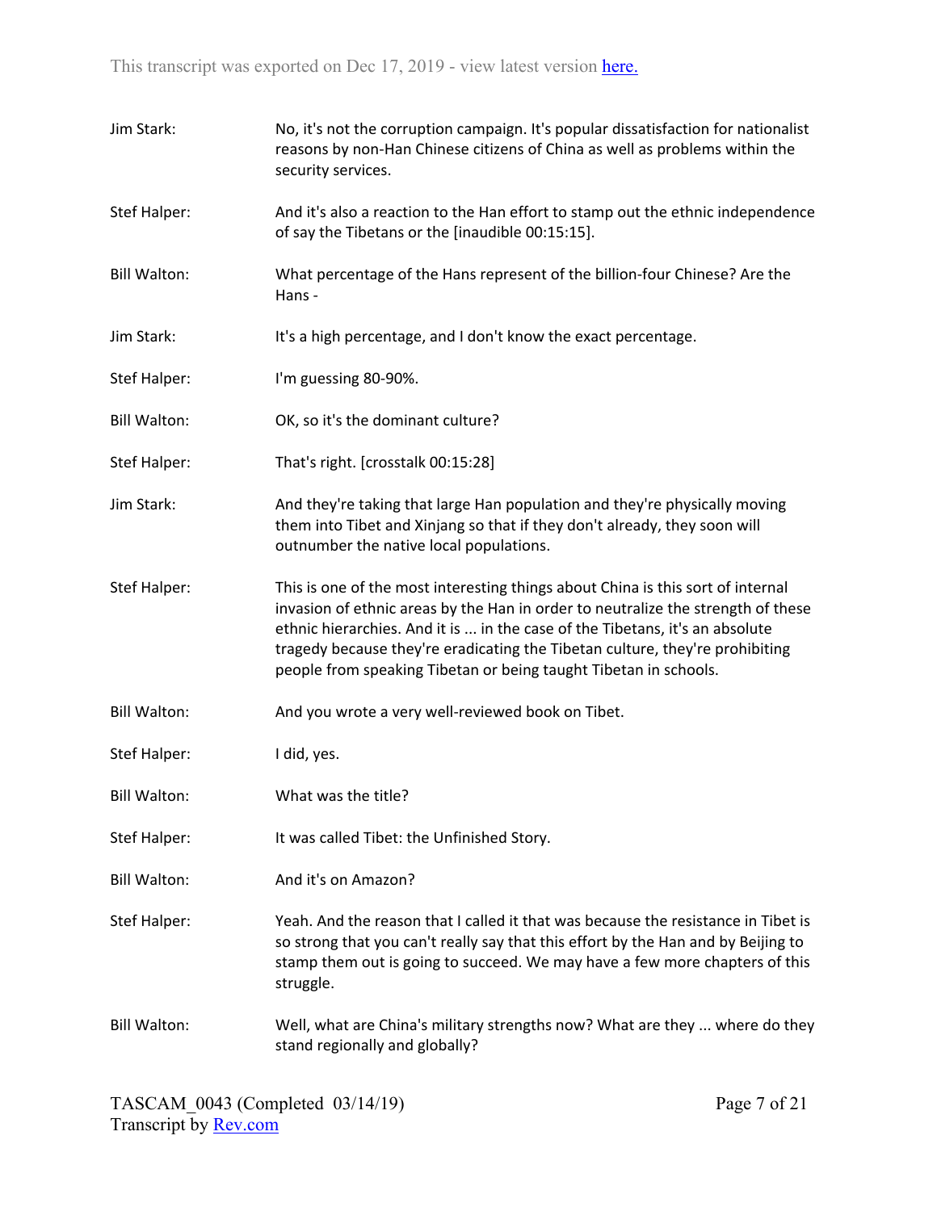Jim Stark: No, it's not the corruption campaign. It's popular dissatisfaction for nationalist reasons by non-Han Chinese citizens of China as well as problems within the security services.

Stef Halper: And it's also a reaction to the Han effort to stamp out the ethnic independence of say the Tibetans or the [inaudible 00:15:15].

Bill Walton: What percentage of the Hans represent of the billion-four Chinese? Are the Hans -

Jim Stark: It's a high percentage, and I don't know the exact percentage.

Stef Halper: I'm guessing 80-90%.

Bill Walton: OK, so it's the dominant culture?

Stef Halper: That's right. [crosstalk 00:15:28]

Jim Stark: And they're taking that large Han population and they're physically moving them into Tibet and Xinjang so that if they don't already, they soon will outnumber the native local populations.

Stef Halper: This is one of the most interesting things about China is this sort of internal invasion of ethnic areas by the Han in order to neutralize the strength of these ethnic hierarchies. And it is ... in the case of the Tibetans, it's an absolute tragedy because they're eradicating the Tibetan culture, they're prohibiting people from speaking Tibetan or being taught Tibetan in schools.

Bill Walton: And you wrote a very well-reviewed book on Tibet.

Stef Halper: I did, yes.

Bill Walton: What was the title?

Stef Halper: It was called Tibet: the Unfinished Story.

Bill Walton: And it's on Amazon?

Stef Halper: Yeah. And the reason that I called it that was because the resistance in Tibet is so strong that you can't really say that this effort by the Han and by Beijing to stamp them out is going to succeed. We may have a few more chapters of this struggle.

Bill Walton: Well, what are China's military strengths now? What are they ... where do they stand regionally and globally?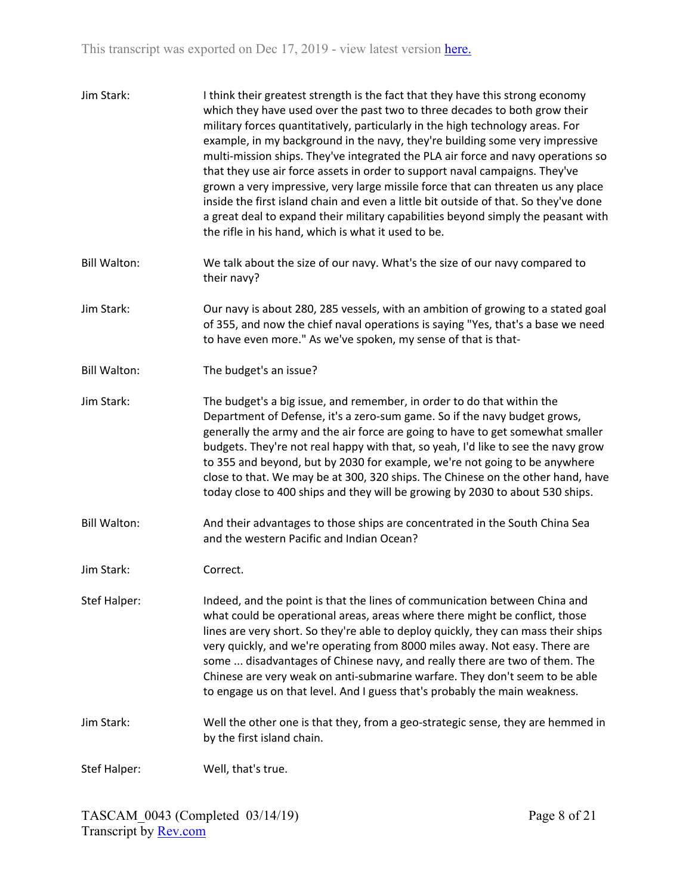**Jim Stark:** I think their greatest strength is the fact that they have this strong economy which they have used over the past two to three decades to both grow their military forces quantitatively, particularly in the high technology areas. For example, in my background in the navy, they're building some very impressive multi-mission ships. They've integrated the PLA air force and navy operations so that they use air force assets in order to support naval campaigns. They've grown a very impressive, very large missile force that can threaten us any place inside the first island chain and even a little bit outside of that. So they've done a great deal to expand their military capabilities beyond simply the peasant with the rifle in his hand, which is what it used to be.

**Bill Walton:** We talk about the size of our navy. What's the size of our navy compared to their navy?

**Jim Stark:** Our navy is about 280, 285 vessels, with an ambition of growing to a stated goal of 355, and now the chief naval operations is saying "Yes, that's a base we need to have even more." As we've spoken, my sense of that is that-

**Bill Walton:** The budget's an issue?

**Jim Stark:** The budget's a big issue, and remember, in order to do that within the Department of Defense, it's a zero-sum game. So if the navy budget grows, generally the army and the air force are going to have to get somewhat smaller budgets. They're not real happy with that, so yeah, I'd like to see the navy grow to 355 and beyond, but by 2030 for example, we're not going to be anywhere close to that. We may be at 300, 320 ships. The Chinese on the other hand, have today close to 400 ships and they will be growing by 2030 to about 530 ships.

**Bill Walton:** And their advantages to those ships are concentrated in the South China Sea and the western Pacific and Indian Ocean?

**Jim Stark:** Correct.

**Stef Halper:** Indeed, and the point is that the lines of communication between China and what could be operational areas, areas where there might be conflict, those lines are very short. So they're able to deploy quickly, they can mass their ships very quickly, and we're operating from 8000 miles away. Not easy. There are some ... disadvantages of Chinese navy, and really there are two of them. The Chinese are very weak on anti-submarine warfare. They don't seem to be able to engage us on that level. And I guess that's probably the main weakness.

**Jim Stark:** Well the other one is that they, from a geo-strategic sense, they are hemmed in by the first island chain.

**Stef Halper:** Well, that's true.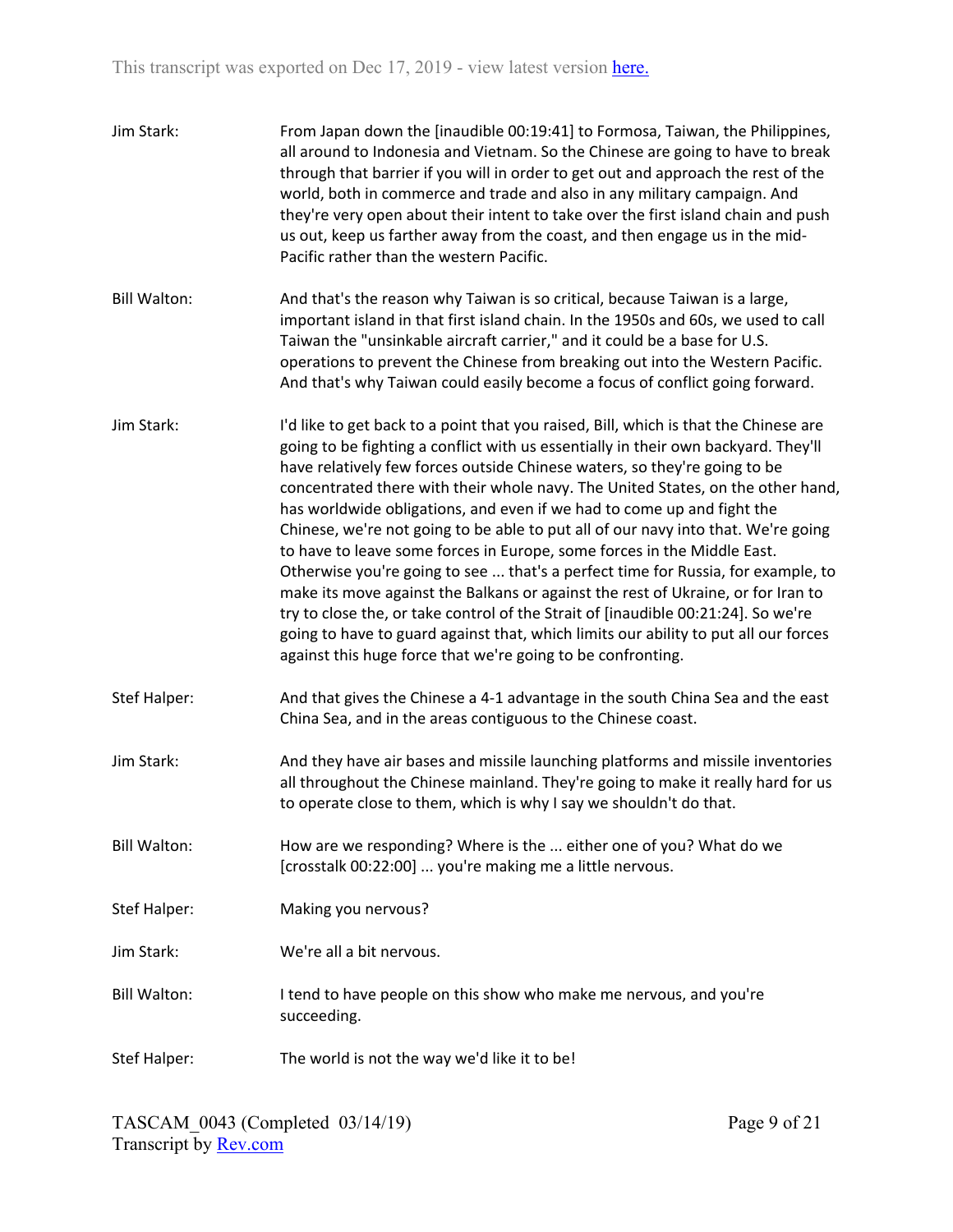Jim Stark: From Japan down the [inaudible 00:19:41] to Formosa, Taiwan, the Philippines, all around to Indonesia and Vietnam. So the Chinese are going to have to break through that barrier if you will in order to get out and approach the rest of the world, both in commerce and trade and also in any military campaign. And they're very open about their intent to take over the first island chain and push us out, keep us farther away from the coast, and then engage us in the mid-Pacific rather than the western Pacific.

Bill Walton: And that's the reason why Taiwan is so critical, because Taiwan is a large, important island in that first island chain. In the 1950s and 60s, we used to call Taiwan the "unsinkable aircraft carrier," and it could be a base for U.S. operations to prevent the Chinese from breaking out into the Western Pacific. And that's why Taiwan could easily become a focus of conflict going forward.

Jim Stark: I'd like to get back to a point that you raised, Bill, which is that the Chinese are going to be fighting a conflict with us essentially in their own backyard. They'll have relatively few forces outside Chinese waters, so they're going to be concentrated there with their whole navy. The United States, on the other hand, has worldwide obligations, and even if we had to come up and fight the Chinese, we're not going to be able to put all of our navy into that. We're going to have to leave some forces in Europe, some forces in the Middle East. Otherwise you're going to see ... that's a perfect time for Russia, for example, to make its move against the Balkans or against the rest of Ukraine, or for Iran to try to close the, or take control of the Strait of [inaudible 00:21:24]. So we're going to have to guard against that, which limits our ability to put all our forces against this huge force that we're going to be confronting.

Stef Halper: And that gives the Chinese a 4-1 advantage in the south China Sea and the east China Sea, and in the areas contiguous to the Chinese coast.

Jim Stark: And they have air bases and missile launching platforms and missile inventories all throughout the Chinese mainland. They're going to make it really hard for us to operate close to them, which is why I say we shouldn't do that.

Bill Walton: How are we responding? Where is the ... either one of you? What do we [crosstalk 00:22:00] ... you're making me a little nervous.

Stef Halper: Making you nervous?

Jim Stark: We're all a bit nervous.

Bill Walton: I tend to have people on this show who make me nervous, and you're succeeding.

Stef Halper: The world is not the way we'd like it to be!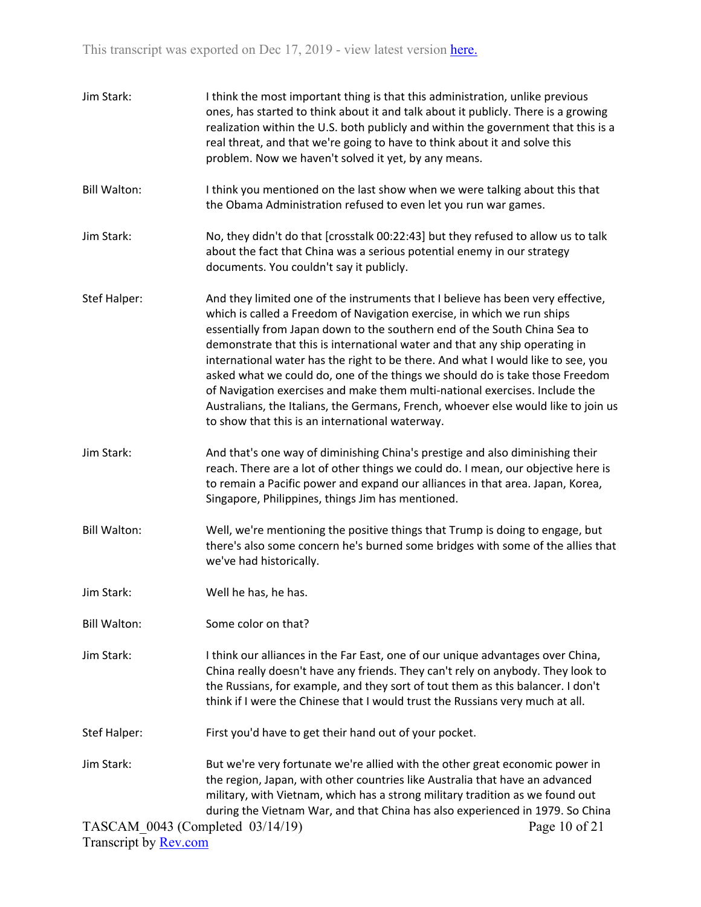Jim Stark: I think the most important thing is that this administration, unlike previous ones, has started to think about it and talk about it publicly. There is a growing realization within the U.S. both publicly and within the government that this is a real threat, and that we're going to have to think about it and solve this problem. Now we haven't solved it yet, by any means.

Bill Walton: I think you mentioned on the last show when we were talking about this that the Obama Administration refused to even let you run war games.

Jim Stark: No, they didn't do that [crosstalk 00:22:43] but they refused to allow us to talk about the fact that China was a serious potential enemy in our strategy documents. You couldn't say it publicly.

Stef Halper: And they limited one of the instruments that I believe has been very effective, which is called a Freedom of Navigation exercise, in which we run ships essentially from Japan down to the southern end of the South China Sea to demonstrate that this is international water and that any ship operating in international water has the right to be there. And what I would like to see, you asked what we could do, one of the things we should do is take those Freedom of Navigation exercises and make them multi-national exercises. Include the Australians, the Italians, the Germans, French, whoever else would like to join us to show that this is an international waterway.

Jim Stark: And that's one way of diminishing China's prestige and also diminishing their reach. There are a lot of other things we could do. I mean, our objective here is to remain a Pacific power and expand our alliances in that area. Japan, Korea, Singapore, Philippines, things Jim has mentioned.

Bill Walton: Well, we're mentioning the positive things that Trump is doing to engage, but there's also some concern he's burned some bridges with some of the allies that we've had historically.

Jim Stark: Well he has, he has.

Bill Walton: Some color on that?

Jim Stark: I think our alliances in the Far East, one of our unique advantages over China, China really doesn't have any friends. They can't rely on anybody. They look to the Russians, for example, and they sort of tout them as this balancer. I don't think if I were the Chinese that I would trust the Russians very much at all.

Stef Halper: First you'd have to get their hand out of your pocket.

Jim Stark: But we're very fortunate we're allied with the other great economic power in the region, Japan, with other countries like Australia that have an advanced military, with Vietnam, which has a strong military tradition as we found out during the Vietnam War, and that China has also experienced in 1979. So China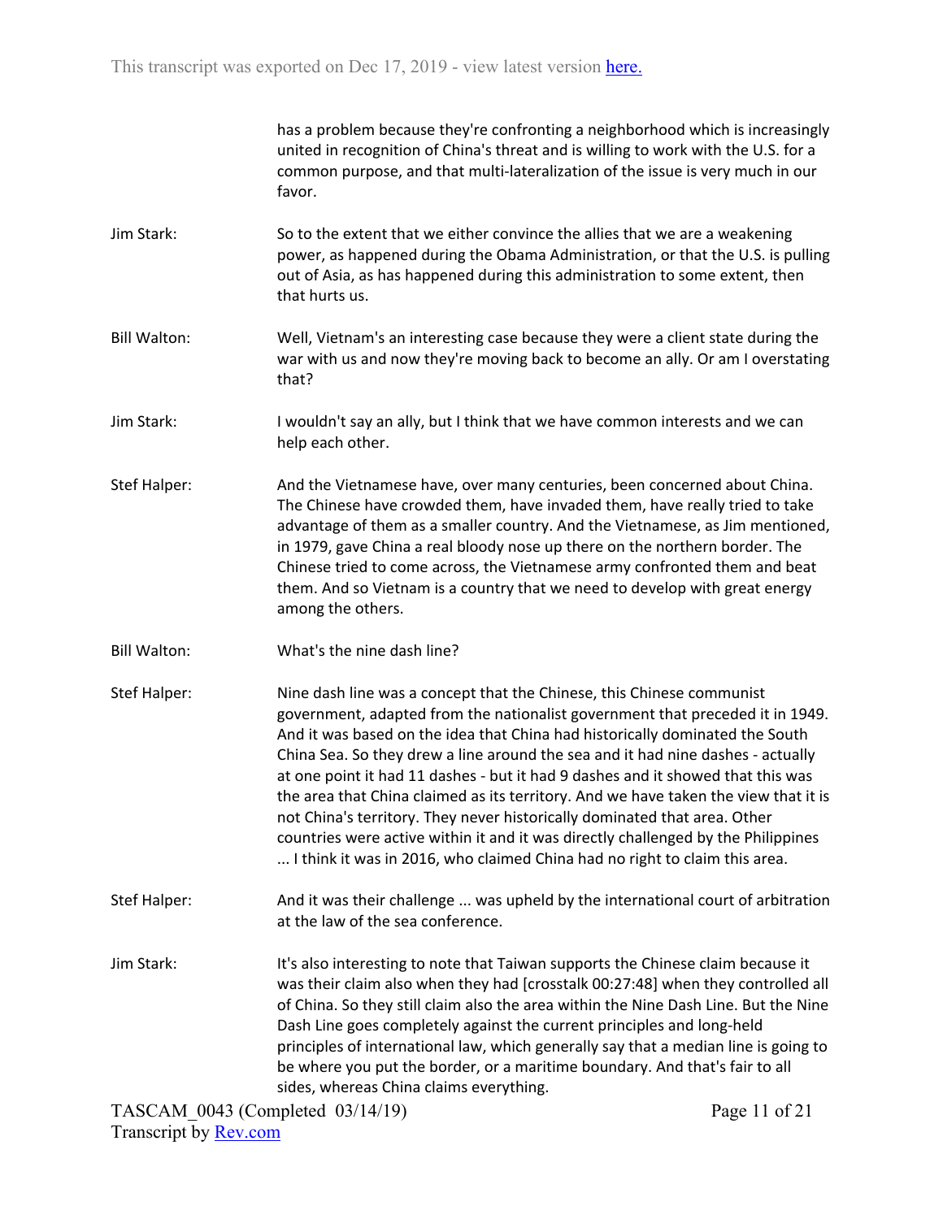has a problem because they're confronting a neighborhood which is increasingly united in recognition of China's threat and is willing to work with the U.S. for a common purpose, and that multi-lateralization of the issue is very much in our favor.

Jim Stark: So to the extent that we either convince the allies that we are a weakening power, as happened during the Obama Administration, or that the U.S. is pulling out of Asia, as has happened during this administration to some extent, then that hurts us.

Bill Walton: Well, Vietnam's an interesting case because they were a client state during the war with us and now they're moving back to become an ally. Or am I overstating that?

Jim Stark: I wouldn't say an ally, but I think that we have common interests and we can help each other.

Stef Halper: And the Vietnamese have, over many centuries, been concerned about China. The Chinese have crowded them, have invaded them, have really tried to take advantage of them as a smaller country. And the Vietnamese, as Jim mentioned, in 1979, gave China a real bloody nose up there on the northern border. The Chinese tried to come across, the Vietnamese army confronted them and beat them. And so Vietnam is a country that we need to develop with great energy among the others.

Bill Walton: What's the nine dash line?

Stef Halper: Nine dash line was a concept that the Chinese, this Chinese communist government, adapted from the nationalist government that preceded it in 1949. And it was based on the idea that China had historically dominated the South China Sea. So they drew a line around the sea and it had nine dashes - actually at one point it had 11 dashes - but it had 9 dashes and it showed that this was the area that China claimed as its territory. And we have taken the view that it is not China's territory. They never historically dominated that area. Other countries were active within it and it was directly challenged by the Philippines ... I think it was in 2016, who claimed China had no right to claim this area.

Stef Halper: And it was their challenge ... was upheld by the international court of arbitration at the law of the sea conference.

Jim Stark: It's also interesting to note that Taiwan supports the Chinese claim because it was their claim also when they had [crosstalk 00:27:48] when they controlled all of China. So they still claim also the area within the Nine Dash Line. But the Nine Dash Line goes completely against the current principles and long-held principles of international law, which generally say that a median line is going to be where you put the border, or a maritime boundary. And that's fair to all sides, whereas China claims everything.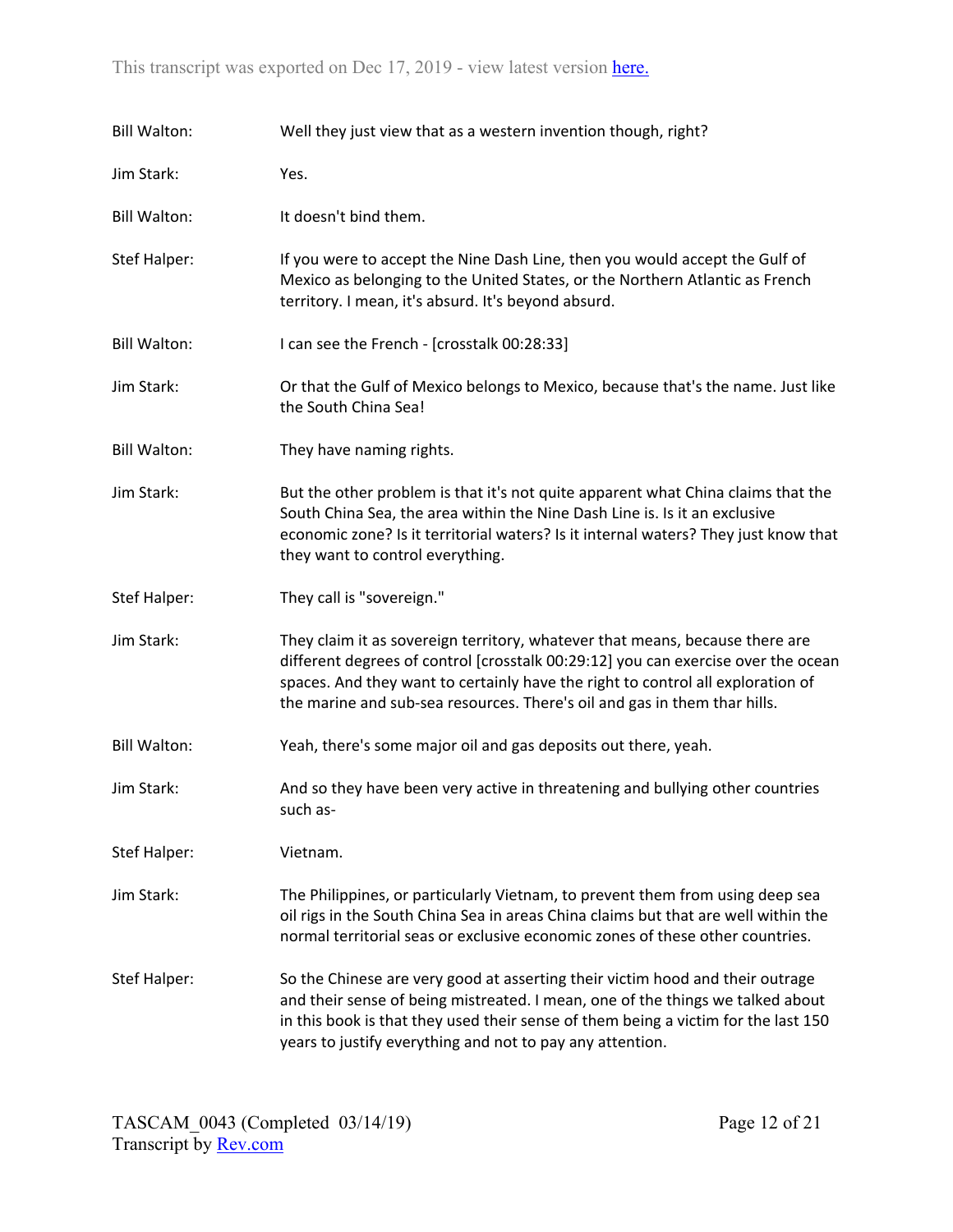Bill Walton: Well they just view that as a western invention though, right?

Jim Stark: Yes.

Bill Walton: It doesn't bind them.

Stef Halper: If you were to accept the Nine Dash Line, then you would accept the Gulf of Mexico as belonging to the United States, or the Northern Atlantic as French territory. I mean, it's absurd. It's beyond absurd.

Bill Walton: I can see the French - [crosstalk 00:28:33]

Jim Stark: Or that the Gulf of Mexico belongs to Mexico, because that's the name. Just like the South China Sea!

Bill Walton: They have naming rights.

Jim Stark: But the other problem is that it's not quite apparent what China claims that the South China Sea, the area within the Nine Dash Line is. Is it an exclusive economic zone? Is it territorial waters? Is it internal waters? They just know that they want to control everything.

Stef Halper: They call is "sovereign."

Jim Stark: They claim it as sovereign territory, whatever that means, because there are different degrees of control [crosstalk 00:29:12] you can exercise over the ocean spaces. And they want to certainly have the right to control all exploration of the marine and sub-sea resources. There's oil and gas in them thar hills.

Bill Walton: Yeah, there's some major oil and gas deposits out there, yeah.

Jim Stark: And so they have been very active in threatening and bullying other countries such as-

Stef Halper: Vietnam.

Jim Stark: The Philippines, or particularly Vietnam, to prevent them from using deep sea oil rigs in the South China Sea in areas China claims but that are well within the normal territorial seas or exclusive economic zones of these other countries.

Stef Halper: So the Chinese are very good at asserting their victim hood and their outrage and their sense of being mistreated. I mean, one of the things we talked about in this book is that they used their sense of them being a victim for the last 150 years to justify everything and not to pay any attention.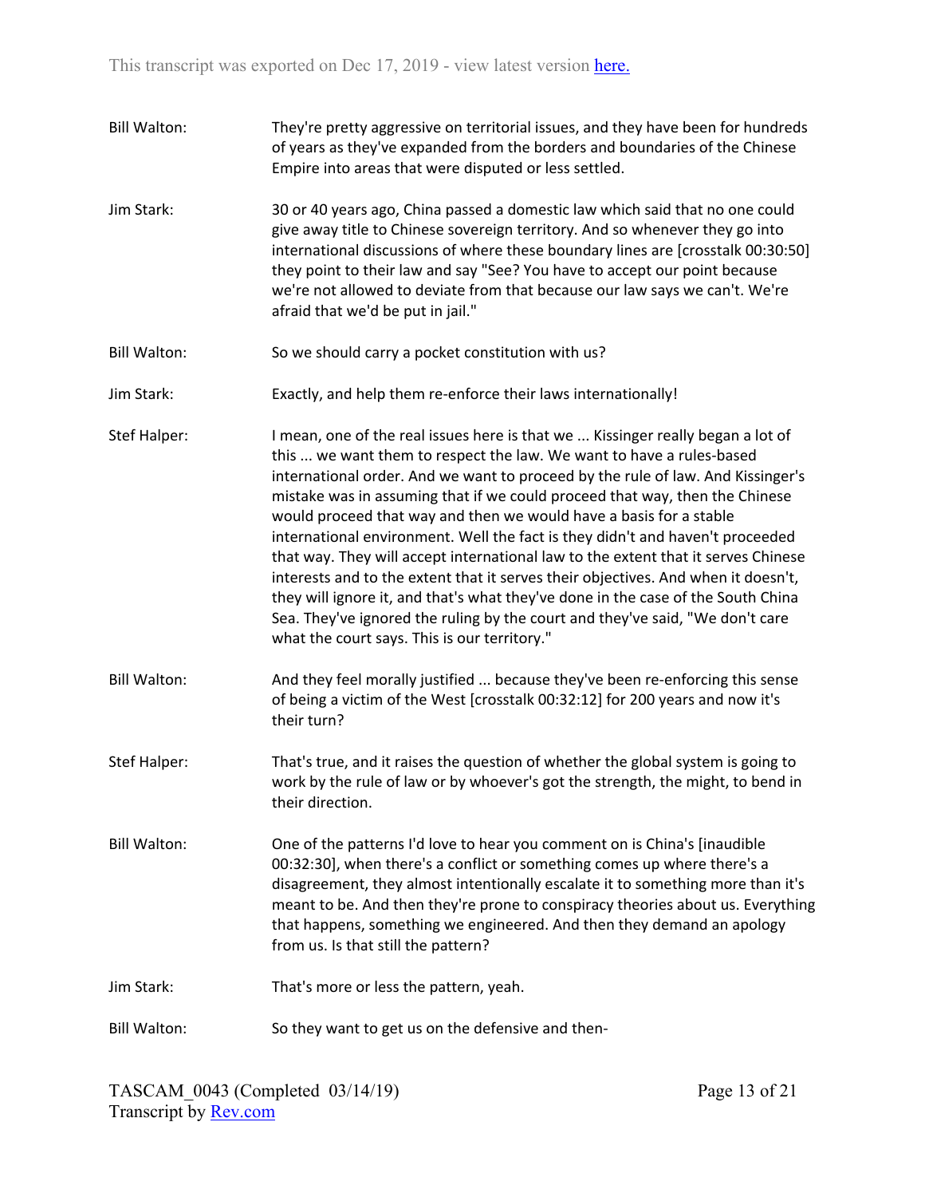**Bill Walton:** They're pretty aggressive on territorial issues, and they have been for hundreds of years as they've expanded from the borders and boundaries of the Chinese Empire into areas that were disputed or less settled.

**Jim Stark:** 30 or 40 years ago, China passed a domestic law which said that no one could give away title to Chinese sovereign territory. And so whenever they go into international discussions of where these boundary lines are [crosstalk 00:30:50] they point to their law and say "See? You have to accept our point because we're not allowed to deviate from that because our law says we can't. We're afraid that we'd be put in jail."

**Bill Walton:** So we should carry a pocket constitution with us?

**Jim Stark:** Exactly, and help them re-enforce their laws internationally!

**Stef Halper:** I mean, one of the real issues here is that we ... Kissinger really began a lot of this ... we want them to respect the law. We want to have a rules-based international order. And we want to proceed by the rule of law. And Kissinger's mistake was in assuming that if we could proceed that way, then the Chinese would proceed that way and then we would have a basis for a stable international environment. Well the fact is they didn't and haven't proceeded that way. They will accept international law to the extent that it serves Chinese interests and to the extent that it serves their objectives. And when it doesn't, they will ignore it, and that's what they've done in the case of the South China Sea. They've ignored the ruling by the court and they've said, "We don't care what the court says. This is our territory."

**Bill Walton:** And they feel morally justified ... because they've been re-enforcing this sense of being a victim of the West [crosstalk 00:32:12] for 200 years and now it's their turn?

**Stef Halper:** That's true, and it raises the question of whether the global system is going to work by the rule of law or by whoever's got the strength, the might, to bend in their direction.

**Bill Walton:** One of the patterns I'd love to hear you comment on is China's [inaudible 00:32:30], when there's a conflict or something comes up where there's a disagreement, they almost intentionally escalate it to something more than it's meant to be. And then they're prone to conspiracy theories about us. Everything that happens, something we engineered. And then they demand an apology from us. Is that still the pattern?

**Jim Stark:** That's more or less the pattern, yeah.

**Bill Walton:** So they want to get us on the defensive and then-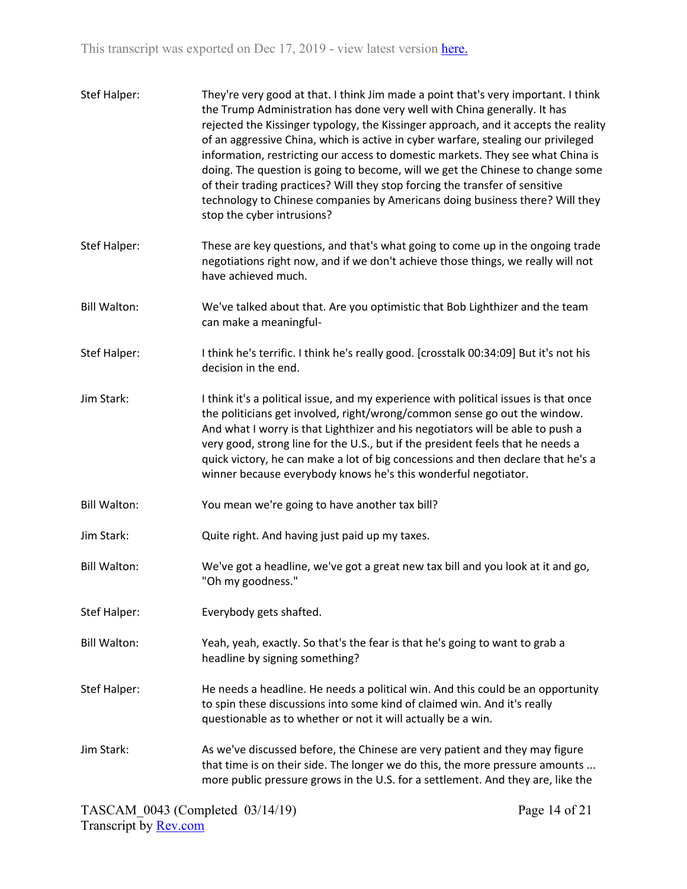Stef Halper: They're very good at that. I think Jim made a point that's very important. I think the Trump Administration has done very well with China generally. It has rejected the Kissinger typology, the Kissinger approach, and it accepts the reality of an aggressive China, which is active in cyber warfare, stealing our privileged information, restricting our access to domestic markets. They see what China is doing. The question is going to become, will we get the Chinese to change some of their trading practices? Will they stop forcing the transfer of sensitive technology to Chinese companies by Americans doing business there? Will they stop the cyber intrusions?

Stef Halper: These are key questions, and that's what going to come up in the ongoing trade negotiations right now, and if we don't achieve those things, we really will not have achieved much.

Bill Walton: We've talked about that. Are you optimistic that Bob Lighthizer and the team can make a meaningful-

Stef Halper: I think he's terrific. I think he's really good. [crosstalk 00:34:09] But it's not his decision in the end.

Jim Stark: I think it's a political issue, and my experience with political issues is that once the politicians get involved, right/wrong/common sense go out the window. And what I worry is that Lighthizer and his negotiators will be able to push a very good, strong line for the U.S., but if the president feels that he needs a quick victory, he can make a lot of big concessions and then declare that he's a winner because everybody knows he's this wonderful negotiator.

Bill Walton: You mean we're going to have another tax bill?

Jim Stark: Quite right. And having just paid up my taxes.

Bill Walton: We've got a headline, we've got a great new tax bill and you look at it and go, "Oh my goodness."

Stef Halper: Everybody gets shafted.

Bill Walton: Yeah, yeah, exactly. So that's the fear is that he's going to want to grab a headline by signing something?

Stef Halper: He needs a headline. He needs a political win. And this could be an opportunity to spin these discussions into some kind of claimed win. And it's really questionable as to whether or not it will actually be a win.

Jim Stark: As we've discussed before, the Chinese are very patient and they may figure that time is on their side. The longer we do this, the more pressure amounts ... more public pressure grows in the U.S. for a settlement. And they are, like the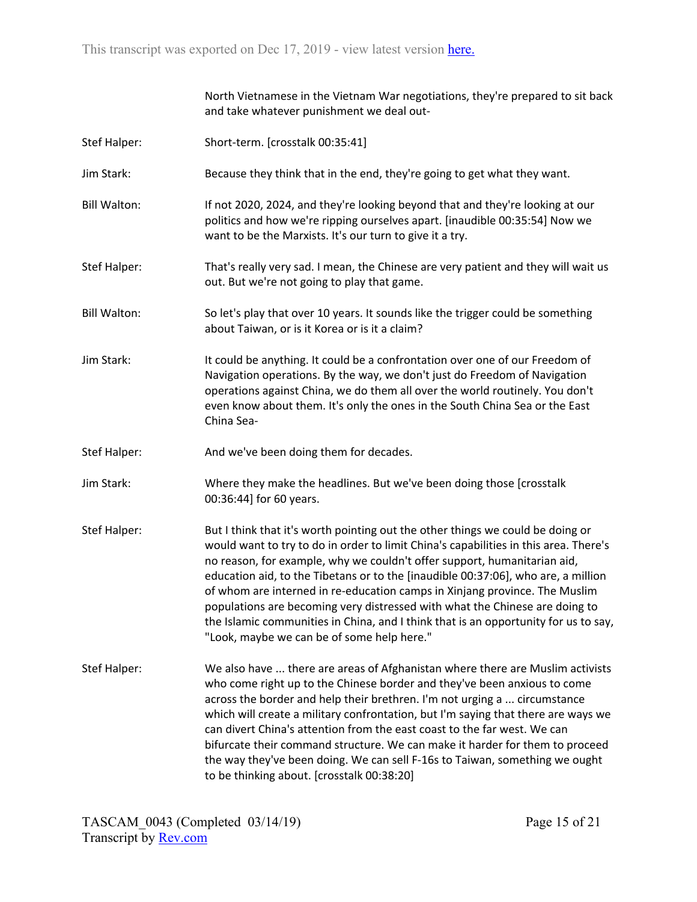North Vietnamese in the Vietnam War negotiations, they're prepared to sit back and take whatever punishment we deal out-

**Stef Halper:** Short-term. [crosstalk 00:35:41]

**Jim Stark:** Because they think that in the end, they're going to get what they want.

**Bill Walton:** If not 2020, 2024, and they're looking beyond that and they're looking at our politics and how we're ripping ourselves apart. [inaudible 00:35:54] Now we want to be the Marxists. It's our turn to give it a try.

**Stef Halper:** That's really very sad. I mean, the Chinese are very patient and they will wait us out. But we're not going to play that game.

**Bill Walton:** So let's play that over 10 years. It sounds like the trigger could be something about Taiwan, or is it Korea or is it a claim?

**Jim Stark:** It could be anything. It could be a confrontation over one of our Freedom of Navigation operations. By the way, we don't just do Freedom of Navigation operations against China, we do them all over the world routinely. You don't even know about them. It's only the ones in the South China Sea or the East China Sea-

**Stef Halper:** And we've been doing them for decades.

**Jim Stark:** Where they make the headlines. But we've been doing those [crosstalk 00:36:44] for 60 years.

**Stef Halper:** But I think that it's worth pointing out the other things we could be doing or would want to try to do in order to limit China's capabilities in this area. There's no reason, for example, why we couldn't offer support, humanitarian aid, education aid, to the Tibetans or to the [inaudible 00:37:06], who are, a million of whom are interned in re-education camps in Xinjang province. The Muslim populations are becoming very distressed with what the Chinese are doing to the Islamic communities in China, and I think that is an opportunity for us to say, "Look, maybe we can be of some help here."

**Stef Halper:** We also have ... there are areas of Afghanistan where there are Muslim activists who come right up to the Chinese border and they've been anxious to come across the border and help their brethren. I'm not urging a ... circumstance which will create a military confrontation, but I'm saying that there are ways we can divert China's attention from the east coast to the far west. We can bifurcate their command structure. We can make it harder for them to proceed the way they've been doing. We can sell F-16s to Taiwan, something we ought to be thinking about. [crosstalk 00:38:20]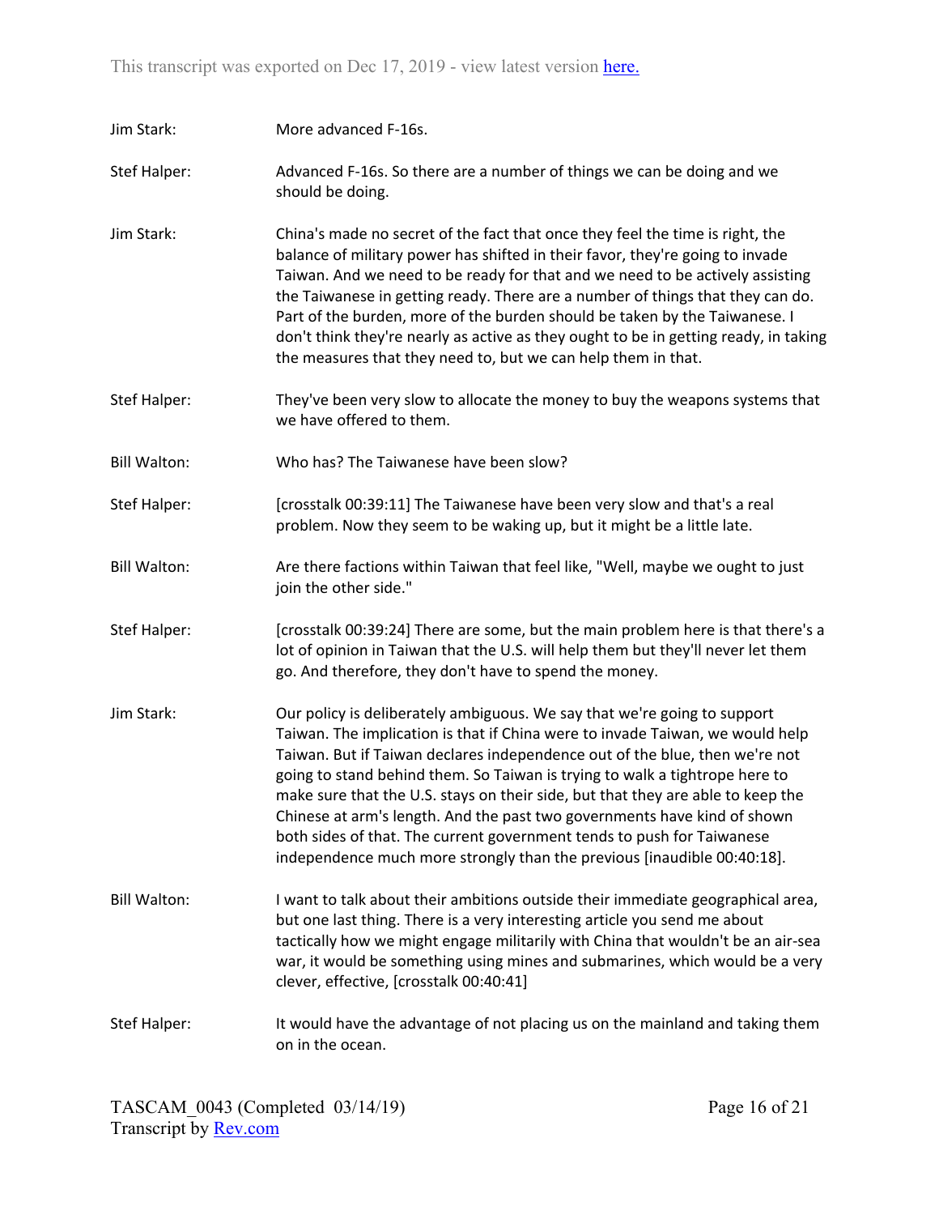Jim Stark: More advanced F-16s.

Stef Halper: Advanced F-16s. So there are a number of things we can be doing and we should be doing.

Jim Stark: China's made no secret of the fact that once they feel the time is right, the balance of military power has shifted in their favor, they're going to invade Taiwan. And we need to be ready for that and we need to be actively assisting the Taiwanese in getting ready. There are a number of things that they can do. Part of the burden, more of the burden should be taken by the Taiwanese. I don't think they're nearly as active as they ought to be in getting ready, in taking the measures that they need to, but we can help them in that.

Stef Halper: They've been very slow to allocate the money to buy the weapons systems that we have offered to them.

Bill Walton: Who has? The Taiwanese have been slow?

Stef Halper: [crosstalk 00:39:11] The Taiwanese have been very slow and that's a real problem. Now they seem to be waking up, but it might be a little late.

Bill Walton: Are there factions within Taiwan that feel like, "Well, maybe we ought to just join the other side."

Stef Halper: [crosstalk 00:39:24] There are some, but the main problem here is that there's a lot of opinion in Taiwan that the U.S. will help them but they'll never let them go. And therefore, they don't have to spend the money.

Jim Stark: Our policy is deliberately ambiguous. We say that we're going to support Taiwan. The implication is that if China were to invade Taiwan, we would help Taiwan. But if Taiwan declares independence out of the blue, then we're not going to stand behind them. So Taiwan is trying to walk a tightrope here to make sure that the U.S. stays on their side, but that they are able to keep the Chinese at arm's length. And the past two governments have kind of shown both sides of that. The current government tends to push for Taiwanese independence much more strongly than the previous [inaudible 00:40:18].

Bill Walton: I want to talk about their ambitions outside their immediate geographical area, but one last thing. There is a very interesting article you send me about tactically how we might engage militarily with China that wouldn't be an air-sea war, it would be something using mines and submarines, which would be a very clever, effective, [crosstalk 00:40:41]

Stef Halper: It would have the advantage of not placing us on the mainland and taking them on in the ocean.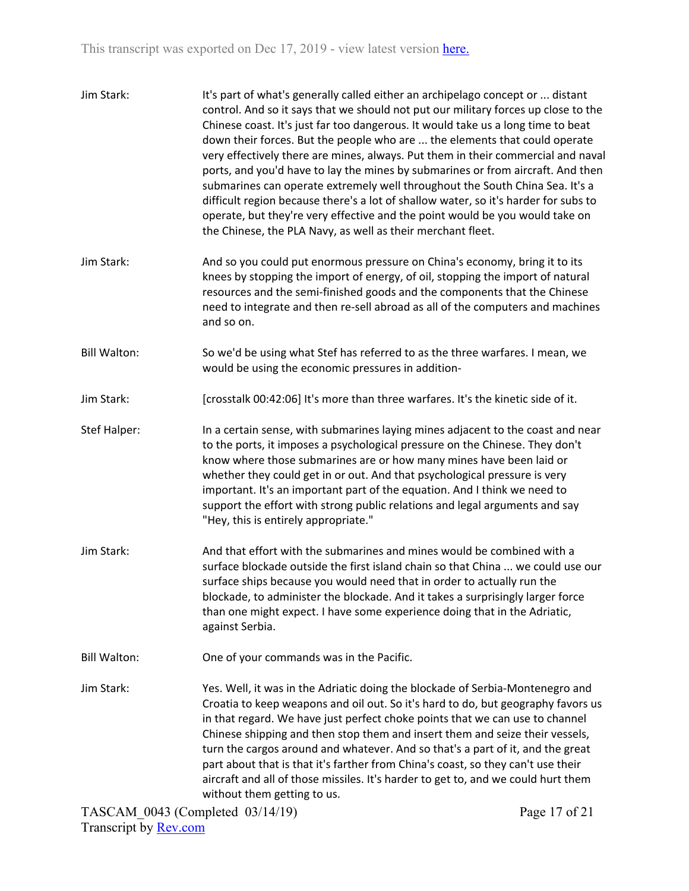Jim Stark: It's part of what's generally called either an archipelago concept or ... distant control. And so it says that we should not put our military forces up close to the Chinese coast. It's just far too dangerous. It would take us a long time to beat down their forces. But the people who are ... the elements that could operate very effectively there are mines, always. Put them in their commercial and naval ports, and you'd have to lay the mines by submarines or from aircraft. And then submarines can operate extremely well throughout the South China Sea. It's a difficult region because there's a lot of shallow water, so it's harder for subs to operate, but they're very effective and the point would be you would take on the Chinese, the PLA Navy, as well as their merchant fleet.

Jim Stark: And so you could put enormous pressure on China's economy, bring it to its knees by stopping the import of energy, of oil, stopping the import of natural resources and the semi-finished goods and the components that the Chinese need to integrate and then re-sell abroad as all of the computers and machines and so on.

Bill Walton: So we'd be using what Stef has referred to as the three warfares. I mean, we would be using the economic pressures in addition-

Jim Stark: [crosstalk 00:42:06] It's more than three warfares. It's the kinetic side of it.

Stef Halper: In a certain sense, with submarines laying mines adjacent to the coast and near to the ports, it imposes a psychological pressure on the Chinese. They don't know where those submarines are or how many mines have been laid or whether they could get in or out. And that psychological pressure is very important. It's an important part of the equation. And I think we need to support the effort with strong public relations and legal arguments and say "Hey, this is entirely appropriate."

Jim Stark: And that effort with the submarines and mines would be combined with a surface blockade outside the first island chain so that China ... we could use our surface ships because you would need that in order to actually run the blockade, to administer the blockade. And it takes a surprisingly larger force than one might expect. I have some experience doing that in the Adriatic, against Serbia.

Bill Walton: One of your commands was in the Pacific.

Jim Stark: Yes. Well, it was in the Adriatic doing the blockade of Serbia-Montenegro and Croatia to keep weapons and oil out. So it's hard to do, but geography favors us in that regard. We have just perfect choke points that we can use to channel Chinese shipping and then stop them and insert them and seize their vessels, turn the cargos around and whatever. And so that's a part of it, and the great part about that is that it's farther from China's coast, so they can't use their aircraft and all of those missiles. It's harder to get to, and we could hurt them without them getting to us.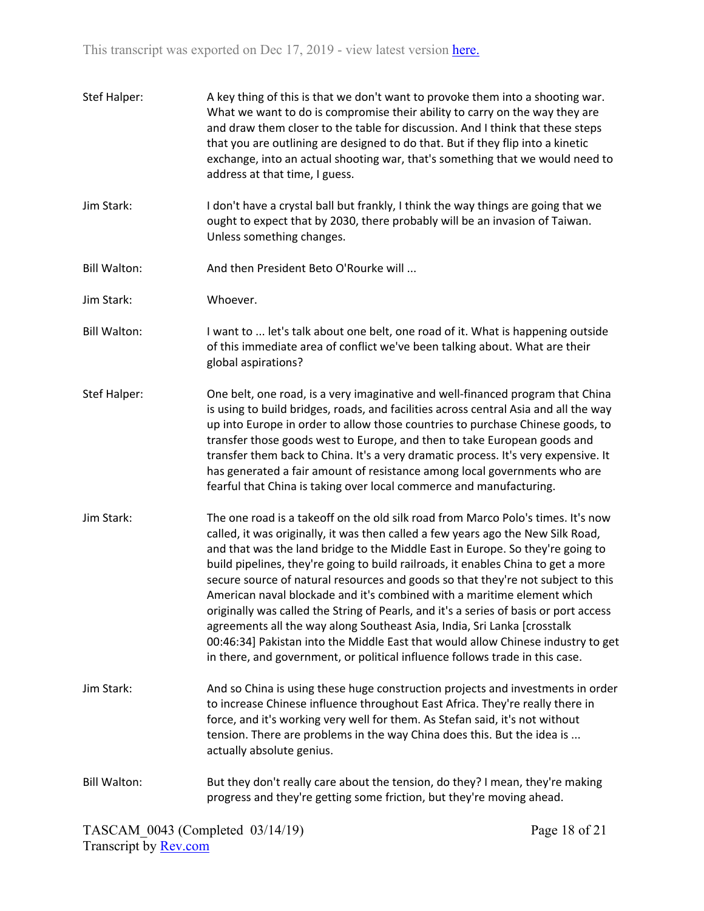Stef Halper: A key thing of this is that we don't want to provoke them into a shooting war. What we want to do is compromise their ability to carry on the way they are and draw them closer to the table for discussion. And I think that these steps that you are outlining are designed to do that. But if they flip into a kinetic exchange, into an actual shooting war, that's something that we would need to address at that time, I guess.

Jim Stark: I don't have a crystal ball but frankly, I think the way things are going that we ought to expect that by 2030, there probably will be an invasion of Taiwan. Unless something changes.

Bill Walton: And then President Beto O'Rourke will ...

Jim Stark: Whoever.

Bill Walton: I want to ... let's talk about one belt, one road of it. What is happening outside of this immediate area of conflict we've been talking about. What are their global aspirations?

Stef Halper: One belt, one road, is a very imaginative and well-financed program that China is using to build bridges, roads, and facilities across central Asia and all the way up into Europe in order to allow those countries to purchase Chinese goods, to transfer those goods west to Europe, and then to take European goods and transfer them back to China. It's a very dramatic process. It's very expensive. It has generated a fair amount of resistance among local governments who are fearful that China is taking over local commerce and manufacturing.

Jim Stark: The one road is a takeoff on the old silk road from Marco Polo's times. It's now called, it was originally, it was then called a few years ago the New Silk Road, and that was the land bridge to the Middle East in Europe. So they're going to build pipelines, they're going to build railroads, it enables China to get a more secure source of natural resources and goods so that they're not subject to this American naval blockade and it's combined with a maritime element which originally was called the String of Pearls, and it's a series of basis or port access agreements all the way along Southeast Asia, India, Sri Lanka [crosstalk 00:46:34] Pakistan into the Middle East that would allow Chinese industry to get in there, and government, or political influence follows trade in this case.

Jim Stark: And so China is using these huge construction projects and investments in order to increase Chinese influence throughout East Africa. They're really there in force, and it's working very well for them. As Stefan said, it's not without tension. There are problems in the way China does this. But the idea is ... actually absolute genius.

Bill Walton: But they don't really care about the tension, do they? I mean, they're making progress and they're getting some friction, but they're moving ahead.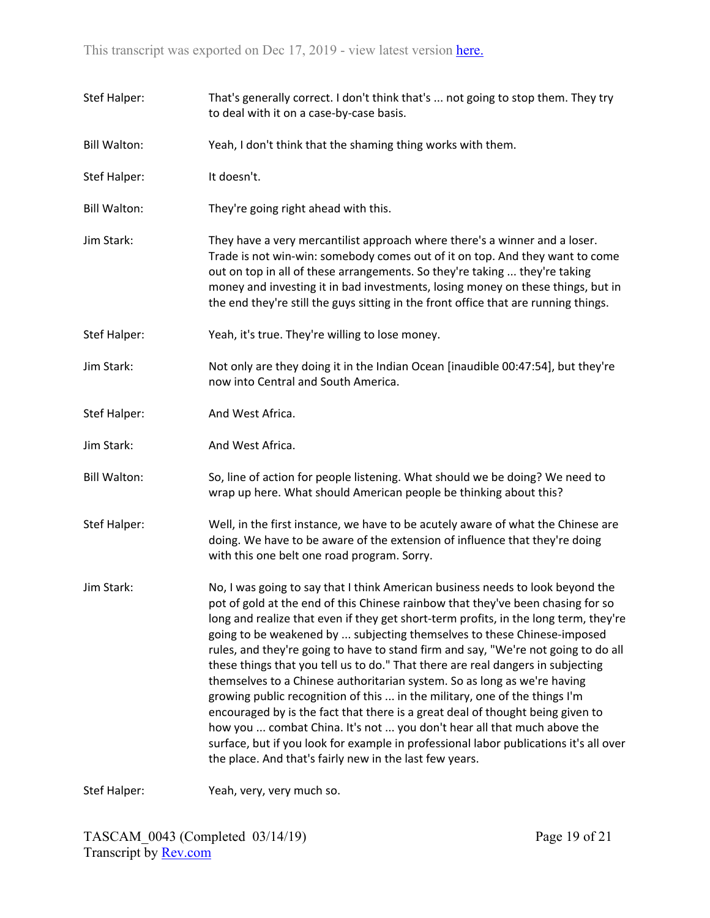Stef Halper: That's generally correct. I don't think that's ... not going to stop them. They try to deal with it on a case-by-case basis.

Bill Walton: Yeah, I don't think that the shaming thing works with them.

Stef Halper: It doesn't.

Bill Walton: They're going right ahead with this.

Jim Stark: They have a very mercantilist approach where there's a winner and a loser. Trade is not win-win: somebody comes out of it on top. And they want to come out on top in all of these arrangements. So they're taking ... they're taking money and investing it in bad investments, losing money on these things, but in the end they're still the guys sitting in the front office that are running things.

Stef Halper: Yeah, it's true. They're willing to lose money.

Jim Stark: Not only are they doing it in the Indian Ocean [inaudible 00:47:54], but they're now into Central and South America.

Stef Halper: And West Africa.

Jim Stark: And West Africa.

Bill Walton: So, line of action for people listening. What should we be doing? We need to wrap up here. What should American people be thinking about this?

Stef Halper: Well, in the first instance, we have to be acutely aware of what the Chinese are doing. We have to be aware of the extension of influence that they're doing with this one belt one road program. Sorry.

Jim Stark: No, I was going to say that I think American business needs to look beyond the pot of gold at the end of this Chinese rainbow that they've been chasing for so long and realize that even if they get short-term profits, in the long term, they're going to be weakened by ... subjecting themselves to these Chinese-imposed rules, and they're going to have to stand firm and say, "We're not going to do all these things that you tell us to do." That there are real dangers in subjecting themselves to a Chinese authoritarian system. So as long as we're having growing public recognition of this ... in the military, one of the things I'm encouraged by is the fact that there is a great deal of thought being given to how you ... combat China. It's not ... you don't hear all that much above the surface, but if you look for example in professional labor publications it's all over the place. And that's fairly new in the last few years.

Stef Halper: Yeah, very, very much so.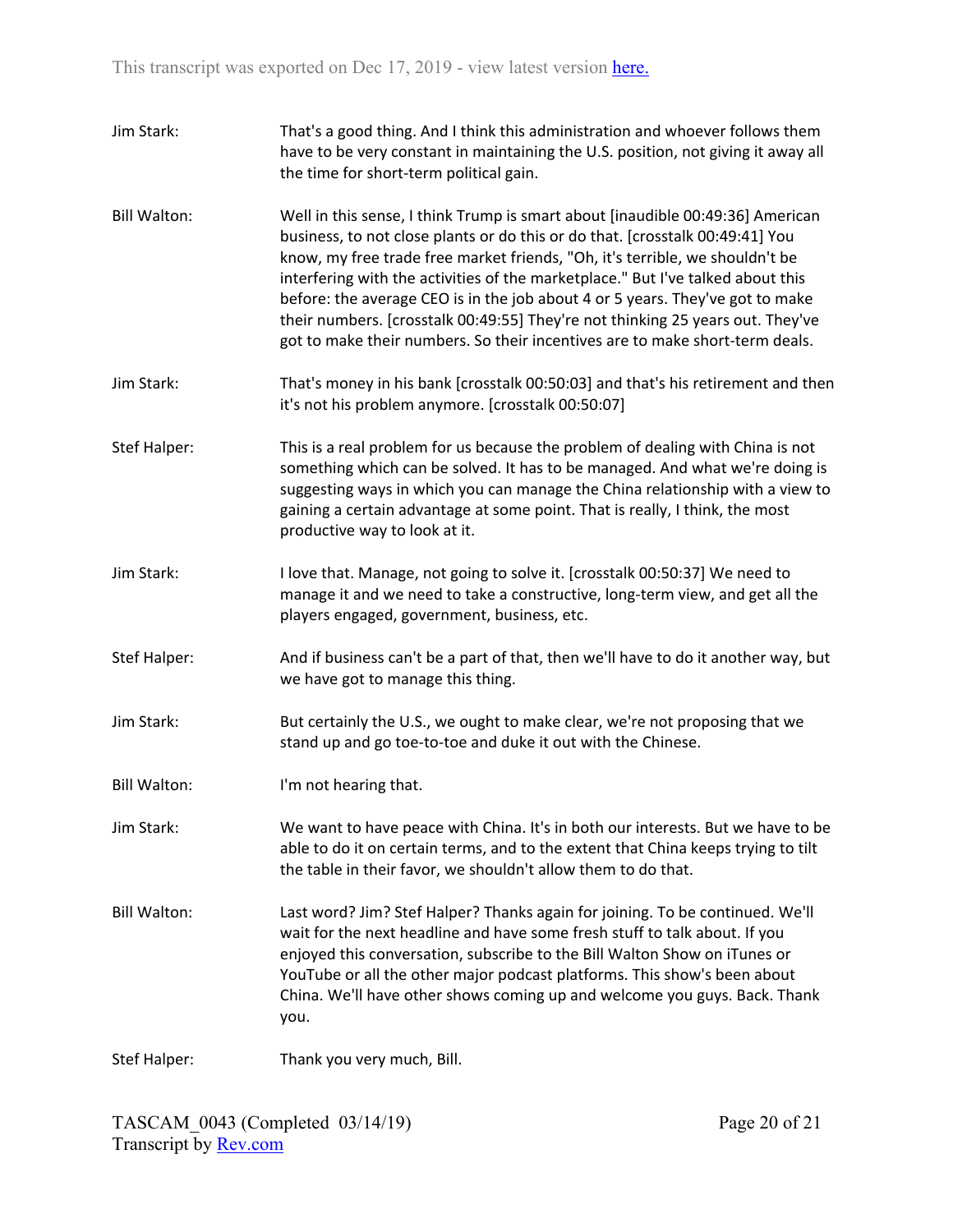Jim Stark: That's a good thing. And I think this administration and whoever follows them have to be very constant in maintaining the U.S. position, not giving it away all the time for short-term political gain.

Bill Walton: Well in this sense, I think Trump is smart about [inaudible 00:49:36] American business, to not close plants or do this or do that. [crosstalk 00:49:41] You know, my free trade free market friends, "Oh, it's terrible, we shouldn't be interfering with the activities of the marketplace." But I've talked about this before: the average CEO is in the job about 4 or 5 years. They've got to make their numbers. [crosstalk 00:49:55] They're not thinking 25 years out. They've got to make their numbers. So their incentives are to make short-term deals.

Jim Stark: That's money in his bank [crosstalk 00:50:03] and that's his retirement and then it's not his problem anymore. [crosstalk 00:50:07]

Stef Halper: This is a real problem for us because the problem of dealing with China is not something which can be solved. It has to be managed. And what we're doing is suggesting ways in which you can manage the China relationship with a view to gaining a certain advantage at some point. That is really, I think, the most productive way to look at it.

Jim Stark: I love that. Manage, not going to solve it. [crosstalk 00:50:37] We need to manage it and we need to take a constructive, long-term view, and get all the players engaged, government, business, etc.

Stef Halper: And if business can't be a part of that, then we'll have to do it another way, but we have got to manage this thing.

Jim Stark: But certainly the U.S., we ought to make clear, we're not proposing that we stand up and go toe-to-toe and duke it out with the Chinese.

Bill Walton: I'm not hearing that.

Jim Stark: We want to have peace with China. It's in both our interests. But we have to be able to do it on certain terms, and to the extent that China keeps trying to tilt the table in their favor, we shouldn't allow them to do that.

Bill Walton: Last word? Jim? Stef Halper? Thanks again for joining. To be continued. We'll wait for the next headline and have some fresh stuff to talk about. If you enjoyed this conversation, subscribe to the Bill Walton Show on iTunes or YouTube or all the other major podcast platforms. This show's been about China. We'll have other shows coming up and welcome you guys. Back. Thank you.

Stef Halper: Thank you very much, Bill.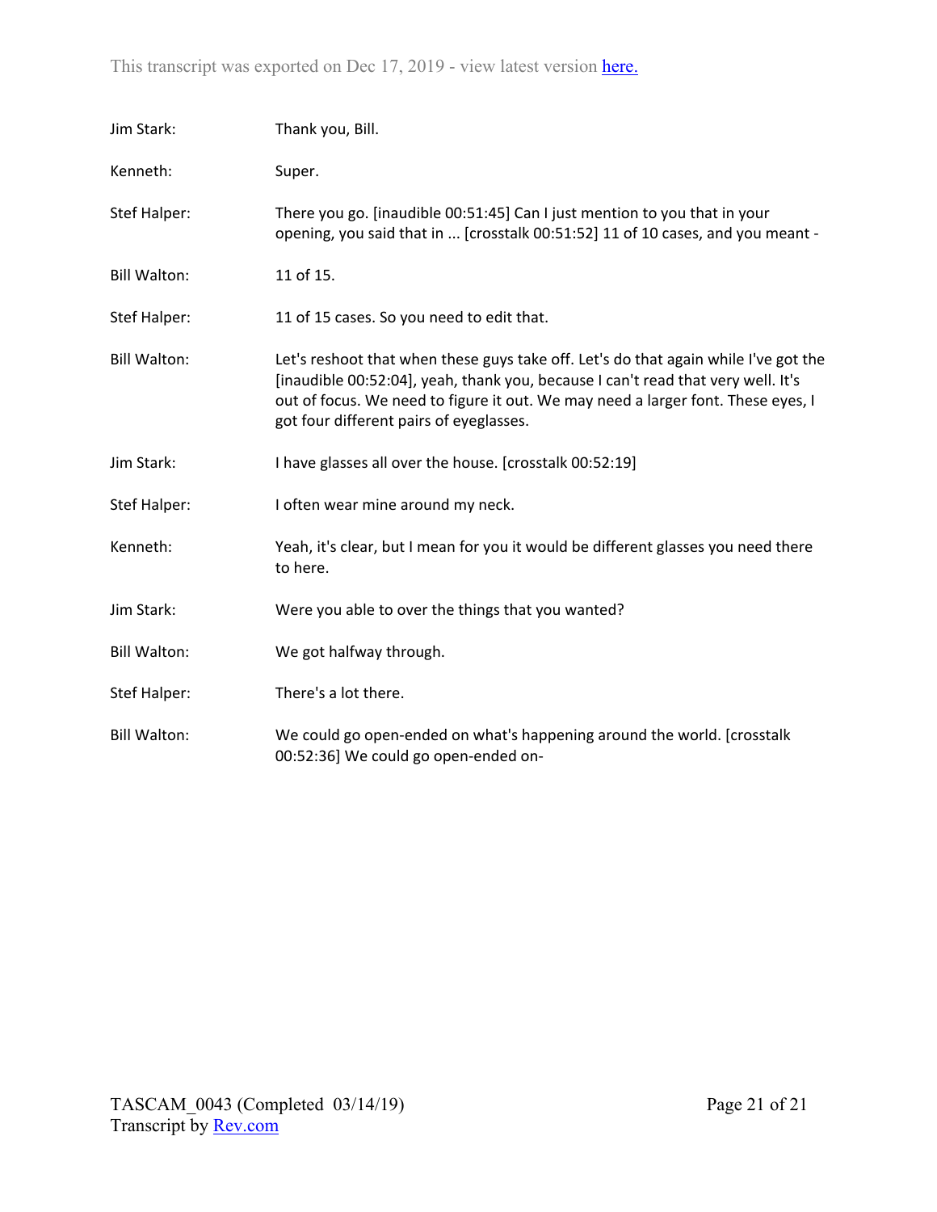Jim Stark: Thank you, Bill.

Kenneth: Super.

Stef Halper: There you go. [inaudible 00:51:45] Can I just mention to you that in your opening, you said that in ... [crosstalk 00:51:52] 11 of 10 cases, and you meant -

Bill Walton: 11 of 15.

Stef Halper: 11 of 15 cases. So you need to edit that.

Bill Walton: Let's reshoot that when these guys take off. Let's do that again while I've got the [inaudible 00:52:04], yeah, thank you, because I can't read that very well. It's out of focus. We need to figure it out. We may need a larger font. These eyes, I got four different pairs of eyeglasses.

Jim Stark: I have glasses all over the house. [crosstalk 00:52:19]

Stef Halper: I often wear mine around my neck.

Kenneth: Yeah, it's clear, but I mean for you it would be different glasses you need there to here.

Jim Stark: Were you able to over the things that you wanted?

Bill Walton: We got halfway through.

Stef Halper: There's a lot there.

Bill Walton: We could go open-ended on what's happening around the world. [crosstalk 00:52:36] We could go open-ended on-